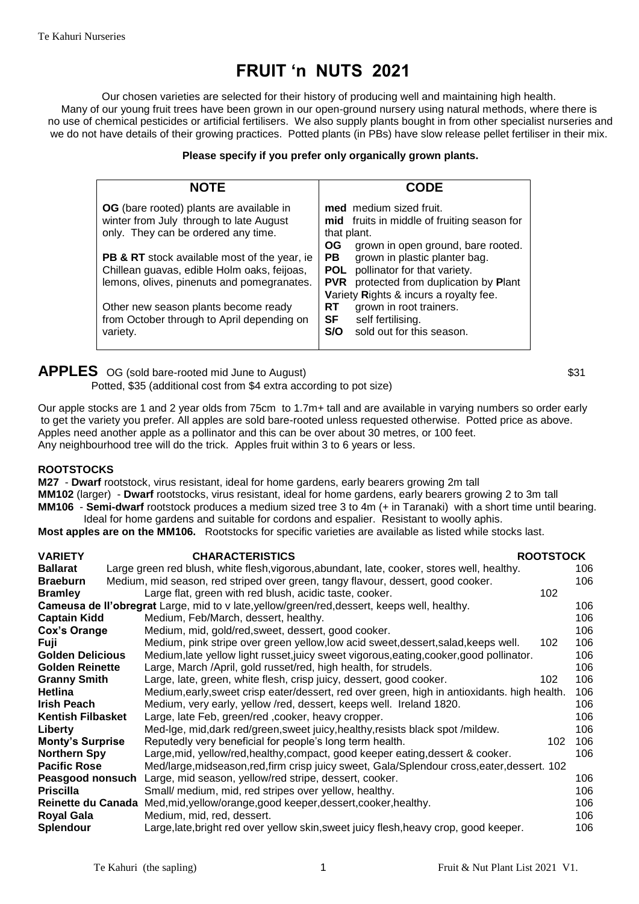# FRUIT 'n NUTS 2021

Our chosen varieties are selected for their history of producing well and maintaining high health. Many of our young fruit trees have been grown in our open-ground nursery using natural methods, where there is no use of chemical pesticides or artificial fertilisers. We also supply plants bought in from other specialist nurseries and we do not have details of their growing practices. Potted plants (in PBs) have slow release pellet fertiliser in their mix.

**Please specify if you prefer only organically grown plants.**

| NOTE | CODE |
|---|---|
| **OG** (bare rooted) plants are available in winter from July through to late August only. They can be ordered any time.<br><br>**PB & RT** stock available most of the year, ie Chillean guavas, edible Holm oaks, feijoas, lemons, olives, pinenuts and pomegranates.<br><br>Other new season plants become ready from October through to April depending on variety. | **med** medium sized fruit.<br>**mid** fruits in middle of fruiting season for that plant.<br>**OG** grown in open ground, bare rooted.<br>**PB** grown in plastic planter bag.<br>**POL** pollinator for that variety.<br>**PVR** protected from duplication by **P**lant **V**ariety **R**ights & incurs a royalty fee.<br>**RT** grown in root trainers.<br>**SF** self fertilising.<br>**S/O** sold out for this season. |

## APPLES

OG (sold bare-rooted mid June to August) $31

Potted, $35 (additional cost from $4 extra according to pot size)

Our apple stocks are 1 and 2 year olds from 75cm to 1.7m+ tall and are available in varying numbers so order early to get the variety you prefer. All apples are sold bare-rooted unless requested otherwise. Potted price as above. Apples need another apple as a pollinator and this can be over about 30 metres, or 100 feet. Any neighbourhood tree will do the trick. Apples fruit within 3 to 6 years or less.

### ROOTSTOCKS

**M27** - **Dwarf** rootstock, virus resistant, ideal for home gardens, early bearers growing 2m tall

**MM102** (larger) - **Dwarf** rootstocks, virus resistant, ideal for home gardens, early bearers growing 2 to 3m tall

**MM106** - **Semi-dwarf** rootstock produces a medium sized tree 3 to 4m (+ in Taranaki) with a short time until bearing. Ideal for home gardens and suitable for cordons and espalier. Resistant to woolly aphis.

**Most apples are on the MM106.** Rootstocks for specific varieties are available as listed while stocks last.

| VARIETY | CHARACTERISTICS | ROOTSTOCK | |
|---|---|---|---|
| **Ballarat** | Large green red blush, white flesh,vigorous,abundant, late, cooker, stores well, healthy. | | 106 |
| **Braeburn** | Medium, mid season, red striped over green, tangy flavour, dessert, good cooker. | | 106 |
| **Bramley** | Large flat, green with red blush, acidic taste, cooker. | 102 | |
| **Cameusa de ll'obregrat** | Large, mid to v late,yellow/green/red,dessert, keeps well, healthy. | | 106 |
| **Captain Kidd** | Medium, Feb/March, dessert, healthy. | | 106 |
| **Cox's Orange** | Medium, mid, gold/red,sweet, dessert, good cooker. | | 106 |
| **Fuji** | Medium, pink stripe over green yellow,low acid sweet,dessert,salad,keeps well. | 102 | 106 |
| **Golden Delicious** | Medium,late yellow light russet,juicy sweet vigorous,eating,cooker,good pollinator. | | 106 |
| **Golden Reinette** | Large, March /April, gold russet/red, high health, for strudels. | | 106 |
| **Granny Smith** | Large, late, green, white flesh, crisp juicy, dessert, good cooker. | 102 | 106 |
| **Hetlina** | Medium,early,sweet crisp eater/dessert, red over green, high in antioxidants. high health. | | 106 |
| **Irish Peach** | Medium, very early, yellow /red, dessert, keeps well. Ireland 1820. | | 106 |
| **Kentish Filbasket** | Large, late Feb, green/red ,cooker, heavy cropper. | | 106 |
| **Liberty** | Med-lge, mid,dark red/green,sweet juicy,healthy,resists black spot /mildew. | | 106 |
| **Monty's Surprise** | Reputedly very beneficial for people's long term health. | 102 | 106 |
| **Northern Spy** | Large,mid, yellow/red,healthy,compact, good keeper eating,dessert & cooker. | | 106 |
| **Pacific Rose** | Med/large,midseason,red,firm crisp juicy sweet, Gala/Splendour cross,eater,dessert. | 102 | |
| **Peasgood nonsuch** | Large, mid season, yellow/red stripe, dessert, cooker. | | 106 |
| **Priscilla** | Small/ medium, mid, red stripes over yellow, healthy. | | 106 |
| **Reinette du Canada** | Med,mid,yellow/orange,good keeper,dessert,cooker,healthy. | | 106 |
| **Royal Gala** | Medium, mid, red, dessert. | | 106 |
| **Splendour** | Large,late,bright red over yellow skin,sweet juicy flesh,heavy crop, good keeper. | | 106 |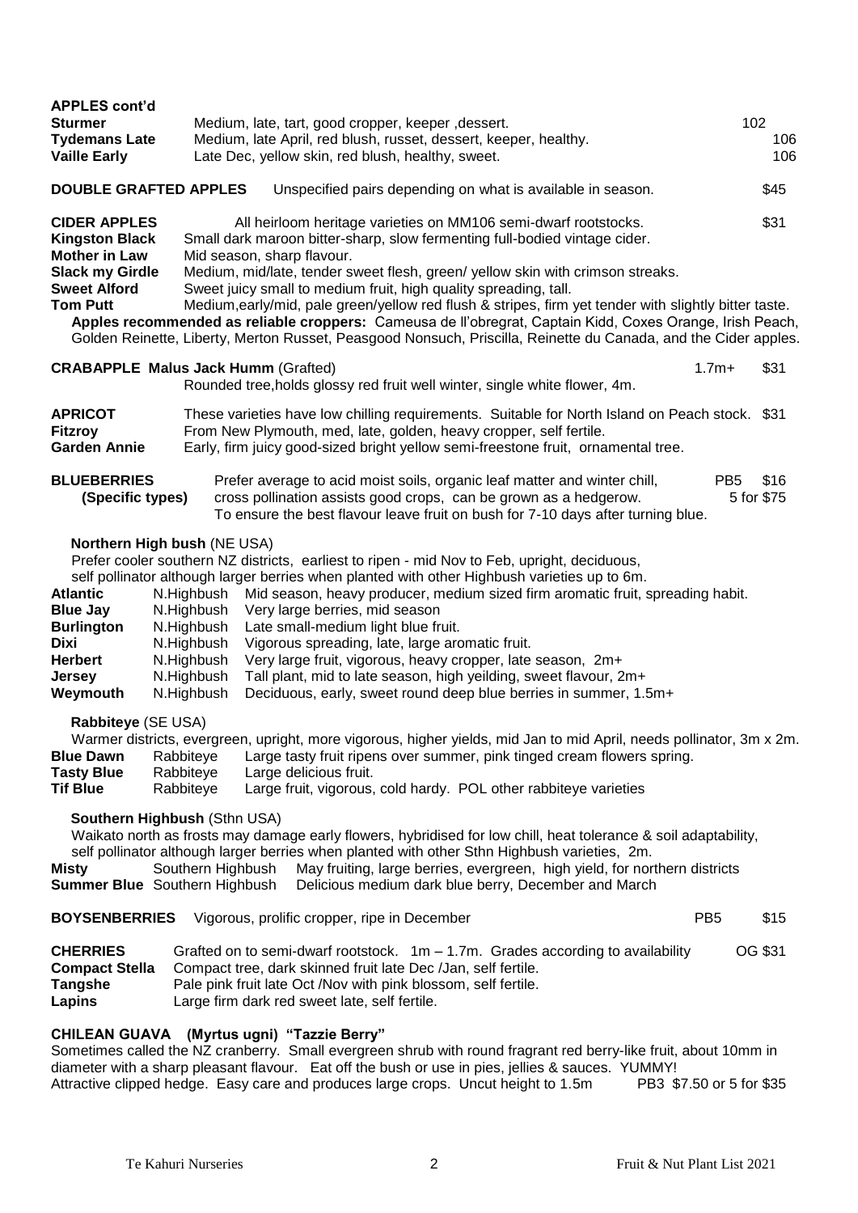**APPLES cont'd**

**Sturmer** Medium, late, tart, good cropper, keeper ,dessert. 102

**Tydemans Late** Medium, late April, red blush, russet, dessert, keeper, healthy. 106

**Vaille Early** Late Dec, yellow skin, red blush, healthy, sweet. 106

**DOUBLE GRAFTED APPLES** Unspecified pairs depending on what is available in season. $45

**CIDER APPLES** All heirloom heritage varieties on MM106 semi-dwarf rootstocks. $31

**Kingston Black** Small dark maroon bitter-sharp, slow fermenting full-bodied vintage cider.

**Mother in Law** Mid season, sharp flavour.

**Slack my Girdle** Medium, mid/late, tender sweet flesh, green/ yellow skin with crimson streaks.

**Sweet Alford** Sweet juicy small to medium fruit, high quality spreading, tall.

**Tom Putt** Medium,early/mid, pale green/yellow red flush & stripes, firm yet tender with slightly bitter taste.

**Apples recommended as reliable croppers:** Cameusa de ll'obregrat, Captain Kidd, Coxes Orange, Irish Peach, Golden Reinette, Liberty, Merton Russet, Peasgood Nonsuch, Priscilla, Reinette du Canada, and the Cider apples.

**CRABAPPLE Malus Jack Humm** (Grafted) 1.7m+ $31

Rounded tree,holds glossy red fruit well winter, single white flower, 4m.

**APRICOT** These varieties have low chilling requirements. Suitable for North Island on Peach stock. $31

**Fitzroy** From New Plymouth, med, late, golden, heavy cropper, self fertile.

**Garden Annie** Early, firm juicy good-sized bright yellow semi-freestone fruit, ornamental tree.

**BLUEBERRIES (Specific types)** Prefer average to acid moist soils, organic leaf matter and winter chill, cross pollination assists good crops, can be grown as a hedgerow. To ensure the best flavour leave fruit on bush for 7-10 days after turning blue. PB5 $16, 5 for $75

**Northern High bush** (NE USA)

Prefer cooler southern NZ districts, earliest to ripen - mid Nov to Feb, upright, deciduous, self pollinator although larger berries when planted with other Highbush varieties up to 6m.

| | | |
|---|---|---|
| **Atlantic** | N.Highbush | Mid season, heavy producer, medium sized firm aromatic fruit, spreading habit. |
| **Blue Jay** | N.Highbush | Very large berries, mid season |
| **Burlington** | N.Highbush | Late small-medium light blue fruit. |
| **Dixi** | N.Highbush | Vigorous spreading, late, large aromatic fruit. |
| **Herbert** | N.Highbush | Very large fruit, vigorous, heavy cropper, late season, 2m+ |
| **Jersey** | N.Highbush | Tall plant, mid to late season, high yeilding, sweet flavour, 2m+ |
| **Weymouth** | N.Highbush | Deciduous, early, sweet round deep blue berries in summer, 1.5m+ |

**Rabbiteye** (SE USA)

Warmer districts, evergreen, upright, more vigorous, higher yields, mid Jan to mid April, needs pollinator, 3m x 2m.

| | | |
|---|---|---|
| **Blue Dawn** | Rabbiteye | Large tasty fruit ripens over summer, pink tinged cream flowers spring. |
| **Tasty Blue** | Rabbiteye | Large delicious fruit. |
| **Tif Blue** | Rabbiteye | Large fruit, vigorous, cold hardy. POL other rabbiteye varieties |

**Southern Highbush** (Sthn USA)

Waikato north as frosts may damage early flowers, hybridised for low chill, heat tolerance & soil adaptability, self pollinator although larger berries when planted with other Sthn Highbush varieties, 2m.

| | | |
|---|---|---|
| **Misty** | Southern Highbush | May fruiting, large berries, evergreen, high yield, for northern districts |
| **Summer Blue** | Southern Highbush | Delicious medium dark blue berry, December and March |

**BOYSENBERRIES** Vigorous, prolific cropper, ripe in December PB5 $15

**CHERRIES** Grafted on to semi-dwarf rootstock. 1m – 1.7m. Grades according to availability OG $31

**Compact Stella** Compact tree, dark skinned fruit late Dec /Jan, self fertile.

**Tangshe** Pale pink fruit late Oct /Nov with pink blossom, self fertile.

**Lapins** Large firm dark red sweet late, self fertile.

**CHILEAN GUAVA (Myrtus ugni) "Tazzie Berry"**

Sometimes called the NZ cranberry. Small evergreen shrub with round fragrant red berry-like fruit, about 10mm in diameter with a sharp pleasant flavour. Eat off the bush or use in pies, jellies & sauces. YUMMY!
Attractive clipped hedge. Easy care and produces large crops. Uncut height to 1.5m PB3 $7.50 or 5 for $35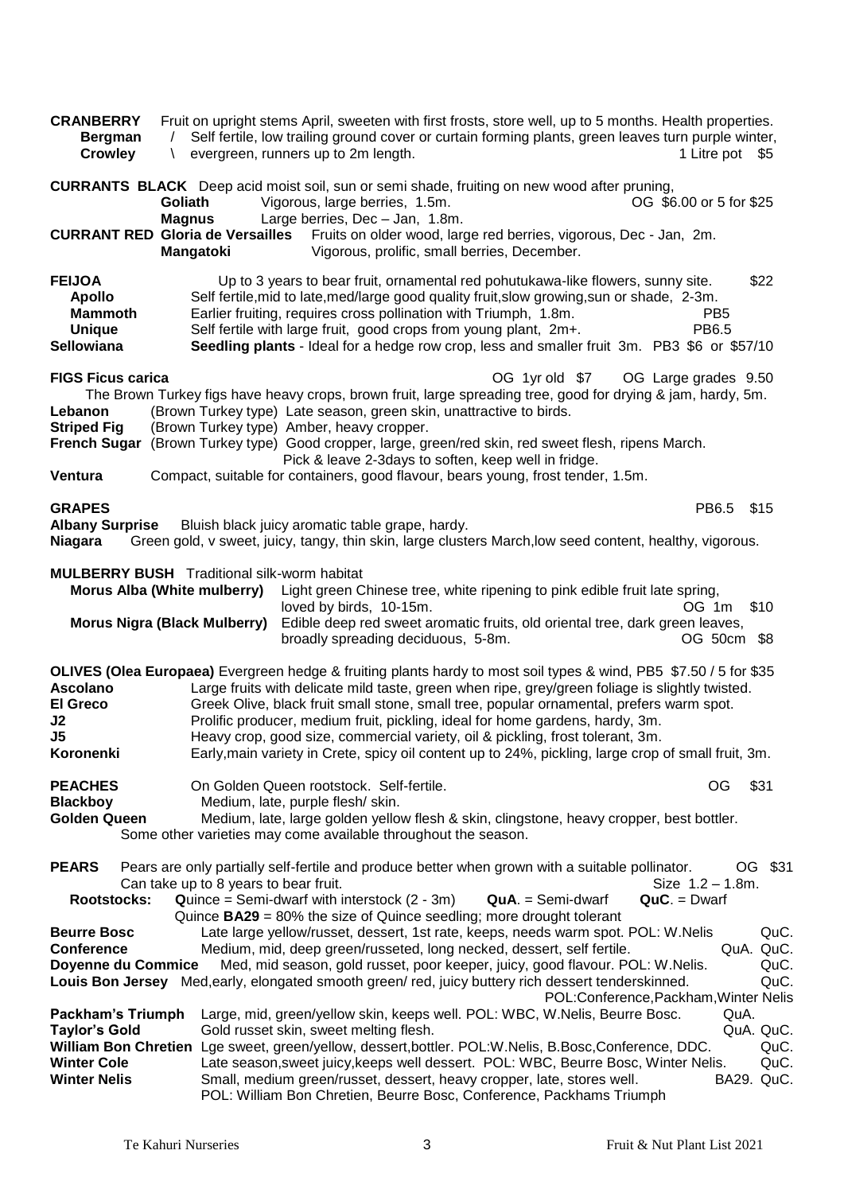**CRANBERRY** Fruit on upright stems April, sweeten with first frosts, store well, up to 5 months. Health properties.
**Bergman** / Self fertile, low trailing ground cover or curtain forming plants, green leaves turn purple winter,
**Crowley** \ evergreen, runners up to 2m length. 1 Litre pot $5

**CURRANTS BLACK** Deep acid moist soil, sun or semi shade, fruiting on new wood after pruning,
**Goliath** Vigorous, large berries, 1.5m. OG $6.00 or 5 for $25
**Magnus** Large berries, Dec – Jan, 1.8m.

**CURRANT RED Gloria de Versailles** Fruits on older wood, large red berries, vigorous, Dec - Jan, 2m.
**Mangatoki** Vigorous, prolific, small berries, December.

**FEIJOA** Up to 3 years to bear fruit, ornamental red pohutukawa-like flowers, sunny site. $22
**Apollo** Self fertile,mid to late,med/large good quality fruit,slow growing,sun or shade, 2-3m.
**Mammoth** Earlier fruiting, requires cross pollination with Triumph, 1.8m. PB5
**Unique** Self fertile with large fruit, good crops from young plant, 2m+. PB6.5
**Sellowiana** **Seedling plants** - Ideal for a hedge row crop, less and smaller fruit 3m. PB3 $6 or $57/10

**FIGS Ficus carica** OG 1yr old $7 OG Large grades 9.50
The Brown Turkey figs have heavy crops, brown fruit, large spreading tree, good for drying & jam, hardy, 5m.
**Lebanon** (Brown Turkey type) Late season, green skin, unattractive to birds.
**Striped Fig** (Brown Turkey type) Amber, heavy cropper.
**French Sugar** (Brown Turkey type) Good cropper, large, green/red skin, red sweet flesh, ripens March. Pick & leave 2-3days to soften, keep well in fridge.
**Ventura** Compact, suitable for containers, good flavour, bears young, frost tender, 1.5m.

**GRAPES** PB6.5 $15
**Albany Surprise** Bluish black juicy aromatic table grape, hardy.
**Niagara** Green gold, v sweet, juicy, tangy, thin skin, large clusters March,low seed content, healthy, vigorous.

**MULBERRY BUSH** Traditional silk-worm habitat
**Morus Alba (White mulberry)** Light green Chinese tree, white ripening to pink edible fruit late spring, loved by birds, 10-15m. OG 1m $10
**Morus Nigra (Black Mulberry)** Edible deep red sweet aromatic fruits, old oriental tree, dark green leaves, broadly spreading deciduous, 5-8m. OG 50cm $8

**OLIVES (Olea Europaea)** Evergreen hedge & fruiting plants hardy to most soil types & wind, PB5 $7.50 / 5 for $35
**Ascolano** Large fruits with delicate mild taste, green when ripe, grey/green foliage is slightly twisted.
**El Greco** Greek Olive, black fruit small stone, small tree, popular ornamental, prefers warm spot.
**J2** Prolific producer, medium fruit, pickling, ideal for home gardens, hardy, 3m.
**J5** Heavy crop, good size, commercial variety, oil & pickling, frost tolerant, 3m.
**Koronenki** Early,main variety in Crete, spicy oil content up to 24%, pickling, large crop of small fruit, 3m.

**PEACHES** On Golden Queen rootstock. Self-fertile. OG $31
**Blackboy** Medium, late, purple flesh/ skin.
**Golden Queen** Medium, late, large golden yellow flesh & skin, clingstone, heavy cropper, best bottler.
Some other varieties may come available throughout the season.

**PEARS** Pears are only partially self-fertile and produce better when grown with a suitable pollinator. OG $31
Can take up to 8 years to bear fruit. Size 1.2 – 1.8m.
**Rootstocks:** **Q**uince = Semi-dwarf with interstock (2 - 3m) **QuA**. = Semi-dwarf **QuC**. = Dwarf
Quince **BA29** = 80% the size of Quince seedling; more drought tolerant

**Beurre Bosc** Late large yellow/russet, dessert, 1st rate, keeps, needs warm spot. POL: W.Nelis QuC.
**Conference** Medium, mid, deep green/russeted, long necked, dessert, self fertile. QuA. QuC.
**Doyenne du Commice** Med, mid season, gold russet, poor keeper, juicy, good flavour. POL: W.Nelis. QuC.
**Louis Bon Jersey** Med,early, elongated smooth green/ red, juicy buttery rich dessert tenderskinned. POL:Conference,Packham,Winter Nelis QuC.
**Packham's Triumph** Large, mid, green/yellow skin, keeps well. POL: WBC, W.Nelis, Beurre Bosc. QuA.
**Taylor's Gold** Gold russet skin, sweet melting flesh. QuA. QuC.
**William Bon Chretien** Lge sweet, green/yellow, dessert,bottler. POL:W.Nelis, B.Bosc,Conference, DDC. QuC.
**Winter Cole** Late season,sweet juicy,keeps well dessert. POL: WBC, Beurre Bosc, Winter Nelis. QuC.
**Winter Nelis** Small, medium green/russet, dessert, heavy cropper, late, stores well. POL: William Bon Chretien, Beurre Bosc, Conference, Packhams Triumph BA29. QuC.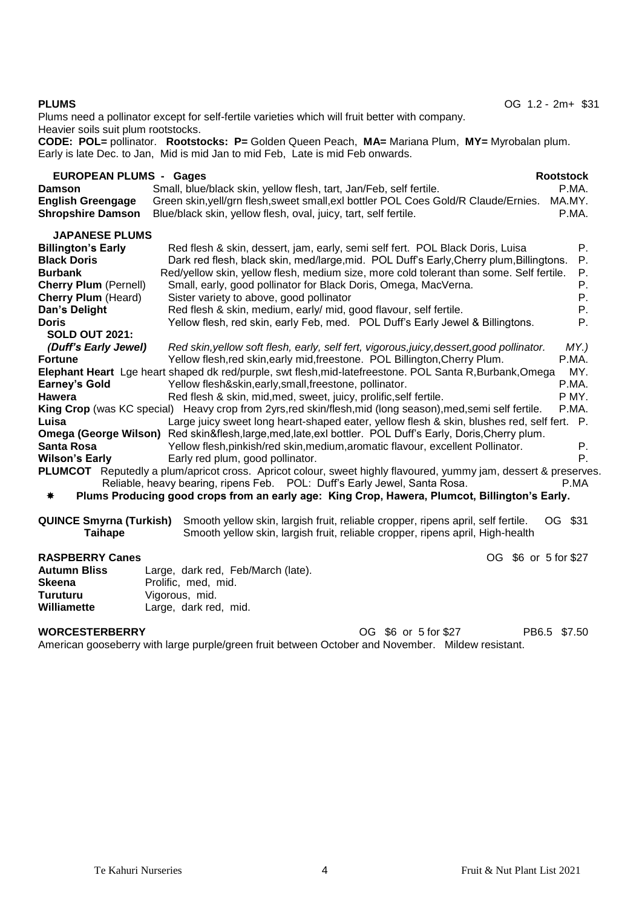**PLUMS** OG 1.2 - 2m+ $31

Plums need a pollinator except for self-fertile varieties which will fruit better with company.
Heavier soils suit plum rootstocks.

**CODE: POL=** pollinator. **Rootstocks: P=** Golden Queen Peach, **MA=** Mariana Plum, **MY=** Myrobalan plum.
Early is late Dec. to Jan, Mid is mid Jan to mid Feb, Late is mid Feb onwards.

| **EUROPEAN PLUMS - Gages** | | **Rootstock** |
|---|---|---|
| **Damson** | Small, blue/black skin, yellow flesh, tart, Jan/Feb, self fertile. | P.MA. |
| **English Greengage** | Green skin,yell/grn flesh,sweet small,exl bottler POL Coes Gold/R Claude/Ernies. | MA.MY. |
| **Shropshire Damson** | Blue/black skin, yellow flesh, oval, juicy, tart, self fertile. | P.MA. |

| **JAPANESE PLUMS** | | |
|---|---|---|
| **Billington's Early** | Red flesh & skin, dessert, jam, early, semi self fert. POL Black Doris, Luisa | P. |
| **Black Doris** | Dark red flesh, black skin, med/large,mid. POL Duff's Early,Cherry plum,Billingtons. | P. |
| **Burbank** | Red/yellow skin, yellow flesh, medium size, more cold tolerant than some. Self fertile. | P. |
| **Cherry Plum** (Pernell) | Small, early, good pollinator for Black Doris, Omega, MacVerna. | P. |
| **Cherry Plum** (Heard) | Sister variety to above, good pollinator | P. |
| **Dan's Delight** | Red flesh & skin, medium, early/ mid, good flavour, self fertile. | P. |
| **Doris** | Yellow flesh, red skin, early Feb, med. POL Duff's Early Jewel & Billingtons. | P. |
| **SOLD OUT 2021:** | | |
| *(Duff's Early Jewel)* | *Red skin,yellow soft flesh, early, self fert, vigorous,juicy,dessert,good pollinator.* | *MY.)* |
| **Fortune** | Yellow flesh,red skin,early mid,freestone. POL Billington,Cherry Plum. | P.MA. |
| **Elephant Heart** | Lge heart shaped dk red/purple, swt flesh,mid-latefreestone. POL Santa R,Burbank,Omega | MY. |
| **Earney's Gold** | Yellow flesh&skin,early,small,freestone, pollinator. | P.MA. |
| **Hawera** | Red flesh & skin, mid,med, sweet, juicy, prolific,self fertile. | P MY. |
| **King Crop** (was KC special) | Heavy crop from 2yrs,red skin/flesh,mid (long season),med,semi self fertile. | P.MA. |
| **Luisa** | Large juicy sweet long heart-shaped eater, yellow flesh & skin, blushes red, self fert. | P. |
| **Omega (George Wilson)** | Red skin&flesh,large,med,late,exl bottler. POL Duff's Early, Doris,Cherry plum. | |
| **Santa Rosa** | Yellow flesh,pinkish/red skin,medium,aromatic flavour, excellent Pollinator. | P. |
| **Wilson's Early** | Early red plum, good pollinator. | P. |
| **PLUMCOT** | Reputedly a plum/apricot cross. Apricot colour, sweet highly flavoured, yummy jam, dessert & preserves. Reliable, heavy bearing, ripens Feb. POL: Duff's Early Jewel, Santa Rosa. | P.MA |

✷ **Plums Producing good crops from an early age: King Crop, Hawera, Plumcot, Billington's Early.**

| | | |
|---|---|---|
| **QUINCE Smyrna (Turkish)** | Smooth yellow skin, largish fruit, reliable cropper, ripens april, self fertile. | OG $31 |
| **Taihape** | Smooth yellow skin, largish fruit, reliable cropper, ripens april, High-health | |

**RASPBERRY Canes** OG $6 or 5 for $27

| | |
|---|---|
| **Autumn Bliss** | Large, dark red, Feb/March (late). |
| **Skeena** | Prolific, med, mid. |
| **Turuturu** | Vigorous, mid. |
| **Williamette** | Large, dark red, mid. |

**WORCESTERBERRY** OG $6 or 5 for $27 PB6.5 $7.50

American gooseberry with large purple/green fruit between October and November. Mildew resistant.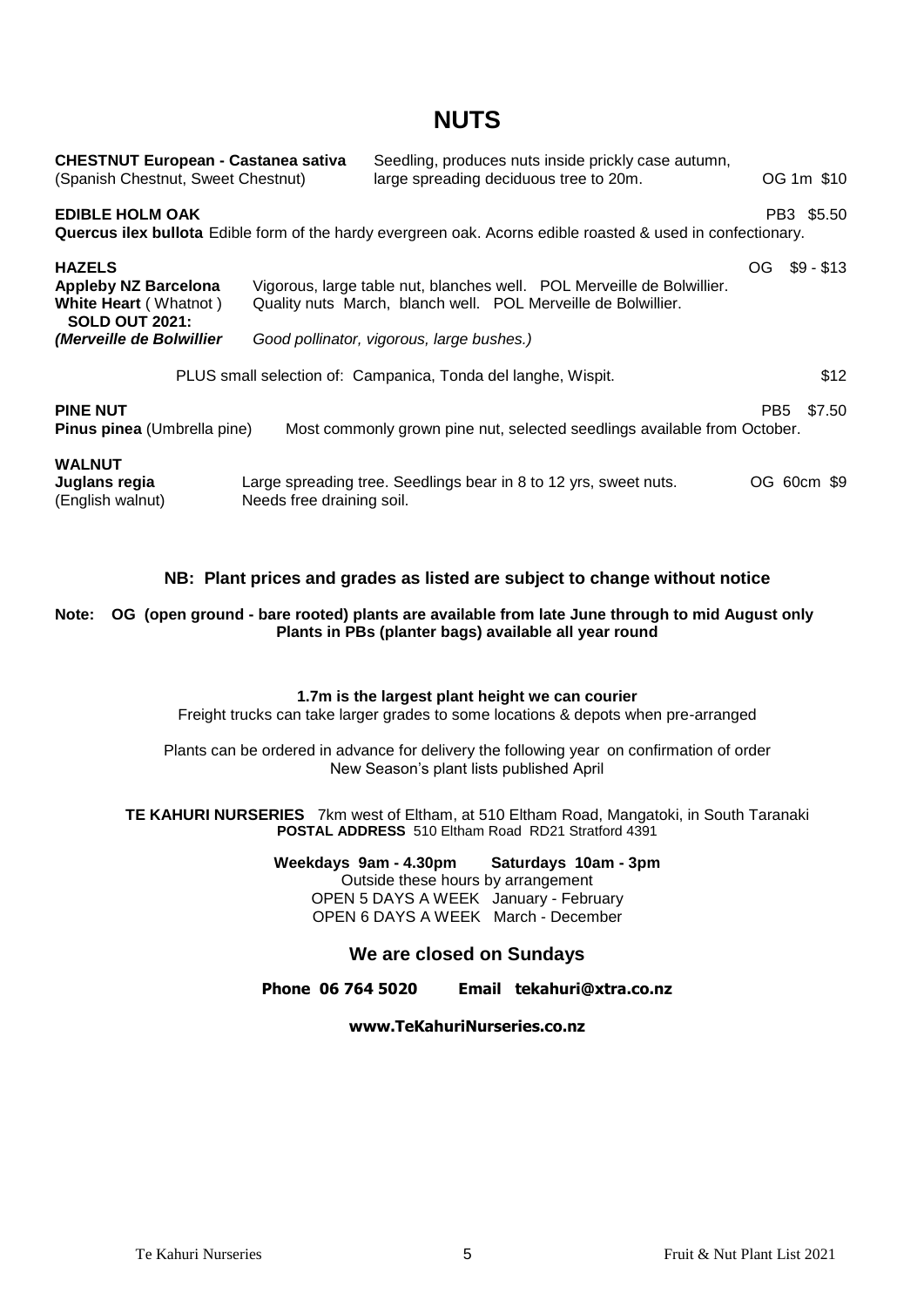# NUTS

**CHESTNUT European - Castanea sativa** (Spanish Chestnut, Sweet Chestnut) — Seedling, produces nuts inside prickly case autumn, large spreading deciduous tree to 20m. OG 1m $10

**EDIBLE HOLM OAK** PB3 $5.50
**Quercus ilex bullota** Edible form of the hardy evergreen oak. Acorns edible roasted & used in confectionary.

**HAZELS** OG $9 - $13

**Appleby NZ Barcelona** Vigorous, large table nut, blanches well. POL Merveille de Bolwillier.
**White Heart** ( Whatnot ) Quality nuts March, blanch well. POL Merveille de Bolwillier.
**SOLD OUT 2021:**
***(Merveille de Bolwillier*** *Good pollinator, vigorous, large bushes.)*

PLUS small selection of: Campanica, Tonda del langhe, Wispit. $12

**PINE NUT** PB5 $7.50
**Pinus pinea** (Umbrella pine) Most commonly grown pine nut, selected seedlings available from October.

**WALNUT**
**Juglans regia** (English walnut) — Large spreading tree. Seedlings bear in 8 to 12 yrs, sweet nuts. Needs free draining soil. OG 60cm $9

**NB: Plant prices and grades as listed are subject to change without notice**

**Note: OG (open ground - bare rooted) plants are available from late June through to mid August only**
**Plants in PBs (planter bags) available all year round**

**1.7m is the largest plant height we can courier**
Freight trucks can take larger grades to some locations & depots when pre-arranged

Plants can be ordered in advance for delivery the following year on confirmation of order
New Season's plant lists published April

**TE KAHURI NURSERIES** 7km west of Eltham, at 510 Eltham Road, Mangatoki, in South Taranaki
**POSTAL ADDRESS** 510 Eltham Road RD21 Stratford 4391

**Weekdays 9am - 4.30pm Saturdays 10am - 3pm**
Outside these hours by arrangement
OPEN 5 DAYS A WEEK January - February
OPEN 6 DAYS A WEEK March - December

## We are closed on Sundays

**Phone 06 764 5020 Email tekahuri@xtra.co.nz**

**www.TeKahuriNurseries.co.nz**